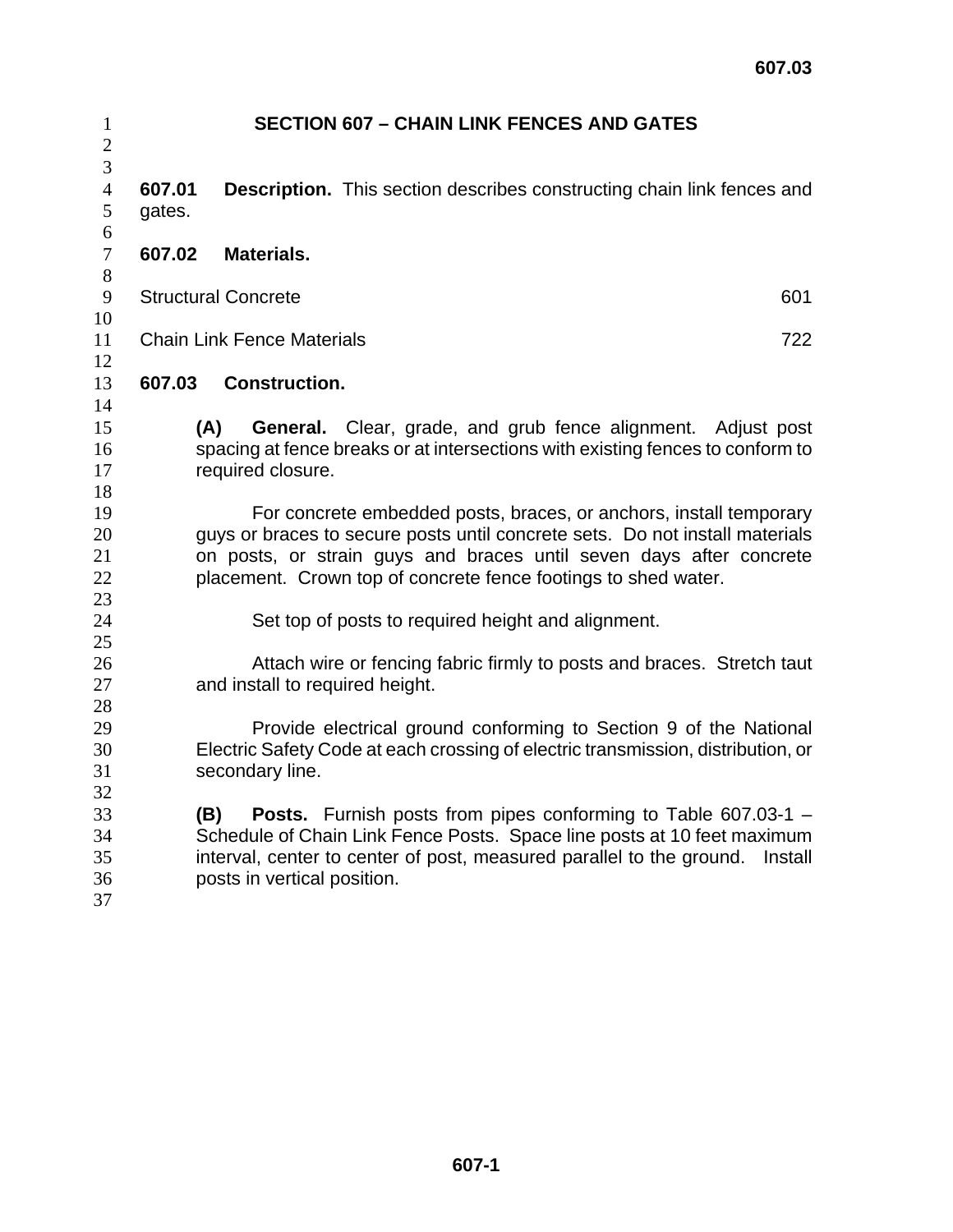# SECTION 607 – CHAIN LINK FENCES AND GATES

**607.01 Description.** This section describes constructing chain link fences and gates.

**607.02 Materials.**

| | |
|---|---|
| Structural Concrete | 601 |
| Chain Link Fence Materials | 722 |

**607.03 Construction.**

**(A) General.** Clear, grade, and grub fence alignment. Adjust post spacing at fence breaks or at intersections with existing fences to conform to required closure.

For concrete embedded posts, braces, or anchors, install temporary guys or braces to secure posts until concrete sets. Do not install materials on posts, or strain guys and braces until seven days after concrete placement. Crown top of concrete fence footings to shed water.

Set top of posts to required height and alignment.

Attach wire or fencing fabric firmly to posts and braces. Stretch taut and install to required height.

Provide electrical ground conforming to Section 9 of the National Electric Safety Code at each crossing of electric transmission, distribution, or secondary line.

**(B) Posts.** Furnish posts from pipes conforming to Table 607.03-1 – Schedule of Chain Link Fence Posts. Space line posts at 10 feet maximum interval, center to center of post, measured parallel to the ground. Install posts in vertical position.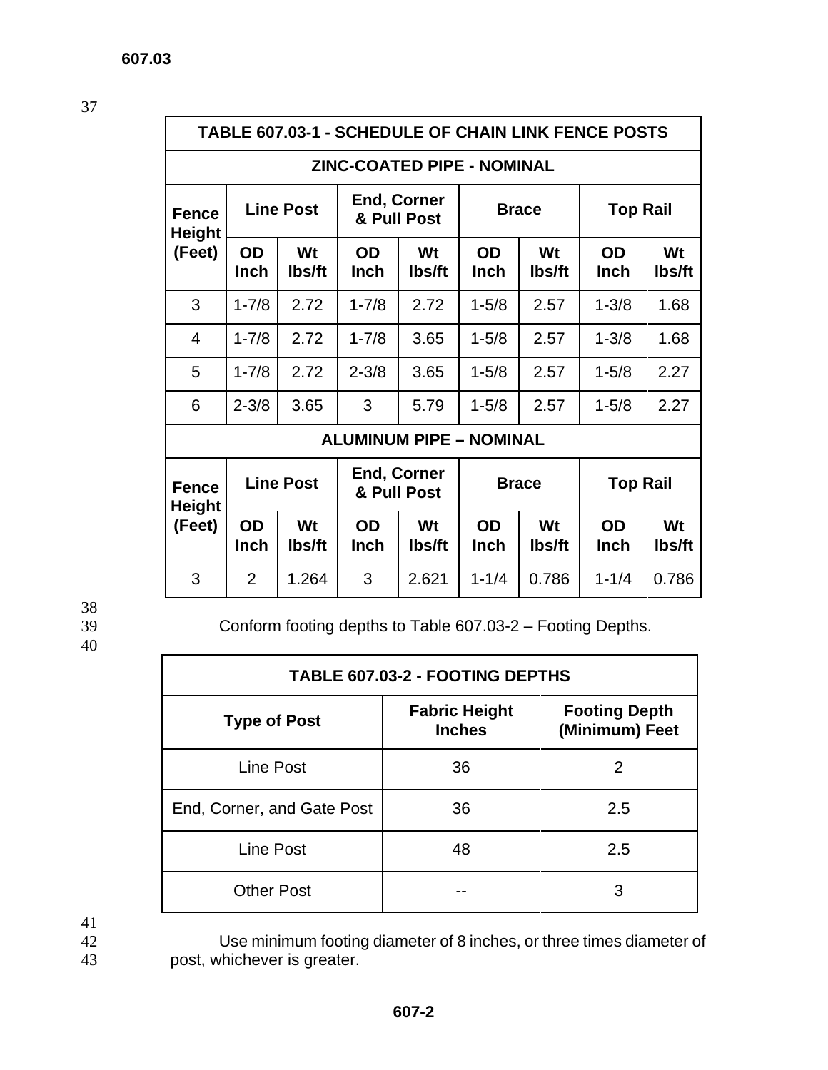**607.03**

| TABLE 607.03-1 - SCHEDULE OF CHAIN LINK FENCE POSTS | | | | | | | | |
|---|---|---|---|---|---|---|---|---|
| **ZINC-COATED PIPE - NOMINAL** | | | | | | | | |
| **Fence Height (Feet)** | **Line Post** | | **End, Corner & Pull Post** | | **Brace** | | **Top Rail** | |
| | **OD Inch** | **Wt lbs/ft** | **OD Inch** | **Wt lbs/ft** | **OD Inch** | **Wt lbs/ft** | **OD Inch** | **Wt lbs/ft** |
| 3 | 1-7/8 | 2.72 | 1-7/8 | 2.72 | 1-5/8 | 2.57 | 1-3/8 | 1.68 |
| 4 | 1-7/8 | 2.72 | 1-7/8 | 3.65 | 1-5/8 | 2.57 | 1-3/8 | 1.68 |
| 5 | 1-7/8 | 2.72 | 2-3/8 | 3.65 | 1-5/8 | 2.57 | 1-5/8 | 2.27 |
| 6 | 2-3/8 | 3.65 | 3 | 5.79 | 1-5/8 | 2.57 | 1-5/8 | 2.27 |
| **ALUMINUM PIPE – NOMINAL** | | | | | | | | |
| **Fence Height (Feet)** | **Line Post** | | **End, Corner & Pull Post** | | **Brace** | | **Top Rail** | |
| | **OD Inch** | **Wt lbs/ft** | **OD Inch** | **Wt lbs/ft** | **OD Inch** | **Wt lbs/ft** | **OD Inch** | **Wt lbs/ft** |
| 3 | 2 | 1.264 | 3 | 2.621 | 1-1/4 | 0.786 | 1-1/4 | 0.786 |

Conform footing depths to Table 607.03-2 – Footing Depths.

| TABLE 607.03-2 - FOOTING DEPTHS | | |
|---|---|---|
| **Type of Post** | **Fabric Height Inches** | **Footing Depth (Minimum) Feet** |
| Line Post | 36 | 2 |
| End, Corner, and Gate Post | 36 | 2.5 |
| Line Post | 48 | 2.5 |
| Other Post | -- | 3 |

Use minimum footing diameter of 8 inches, or three times diameter of post, whichever is greater.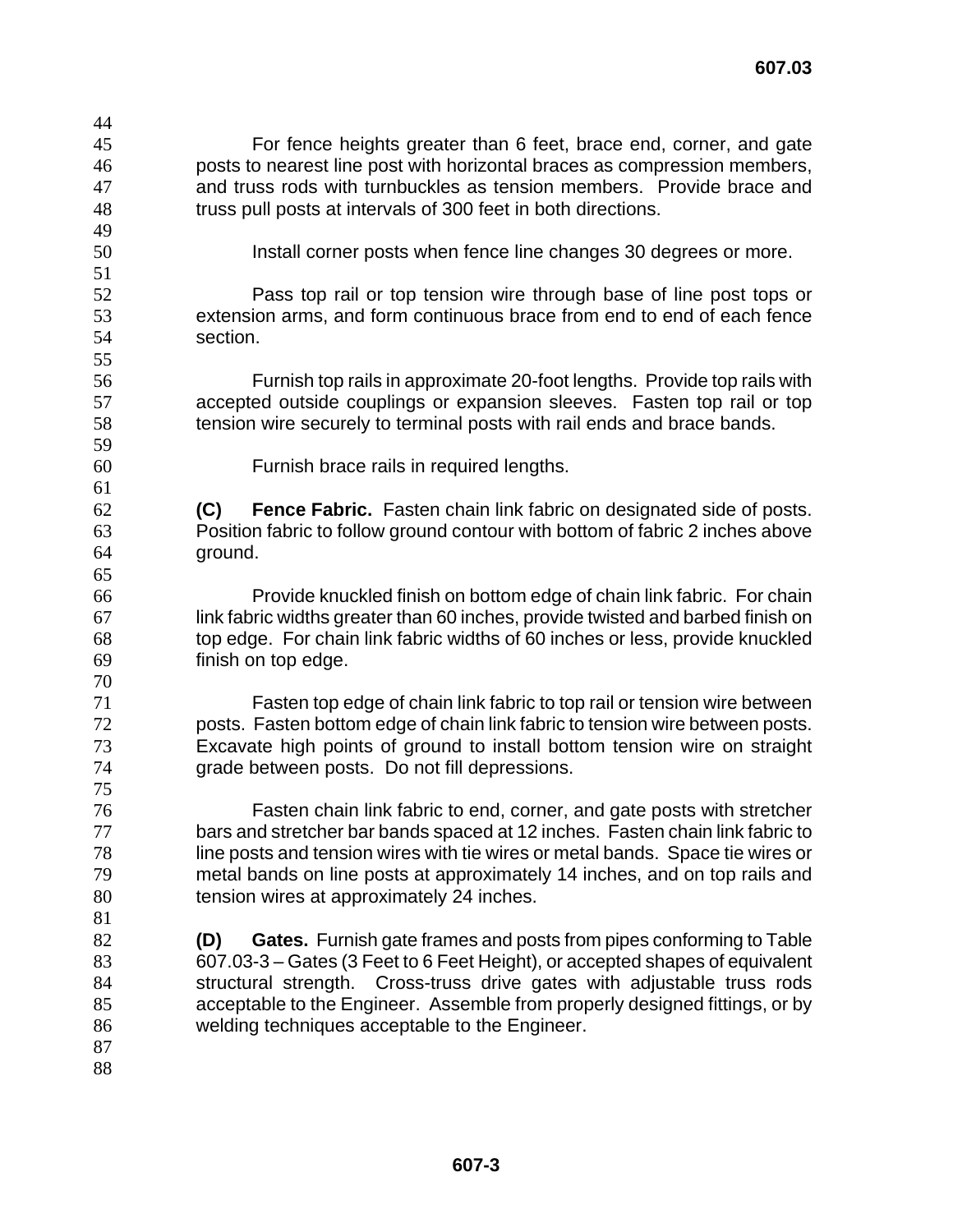For fence heights greater than 6 feet, brace end, corner, and gate posts to nearest line post with horizontal braces as compression members, and truss rods with turnbuckles as tension members. Provide brace and truss pull posts at intervals of 300 feet in both directions.

Install corner posts when fence line changes 30 degrees or more.

Pass top rail or top tension wire through base of line post tops or extension arms, and form continuous brace from end to end of each fence section.

Furnish top rails in approximate 20-foot lengths. Provide top rails with accepted outside couplings or expansion sleeves. Fasten top rail or top tension wire securely to terminal posts with rail ends and brace bands.

Furnish brace rails in required lengths.

**(C) Fence Fabric.** Fasten chain link fabric on designated side of posts. Position fabric to follow ground contour with bottom of fabric 2 inches above ground.

Provide knuckled finish on bottom edge of chain link fabric. For chain link fabric widths greater than 60 inches, provide twisted and barbed finish on top edge. For chain link fabric widths of 60 inches or less, provide knuckled finish on top edge.

Fasten top edge of chain link fabric to top rail or tension wire between posts. Fasten bottom edge of chain link fabric to tension wire between posts. Excavate high points of ground to install bottom tension wire on straight grade between posts. Do not fill depressions.

Fasten chain link fabric to end, corner, and gate posts with stretcher bars and stretcher bar bands spaced at 12 inches. Fasten chain link fabric to line posts and tension wires with tie wires or metal bands. Space tie wires or metal bands on line posts at approximately 14 inches, and on top rails and tension wires at approximately 24 inches.

**(D) Gates.** Furnish gate frames and posts from pipes conforming to Table 607.03-3 – Gates (3 Feet to 6 Feet Height), or accepted shapes of equivalent structural strength. Cross-truss drive gates with adjustable truss rods acceptable to the Engineer. Assemble from properly designed fittings, or by welding techniques acceptable to the Engineer.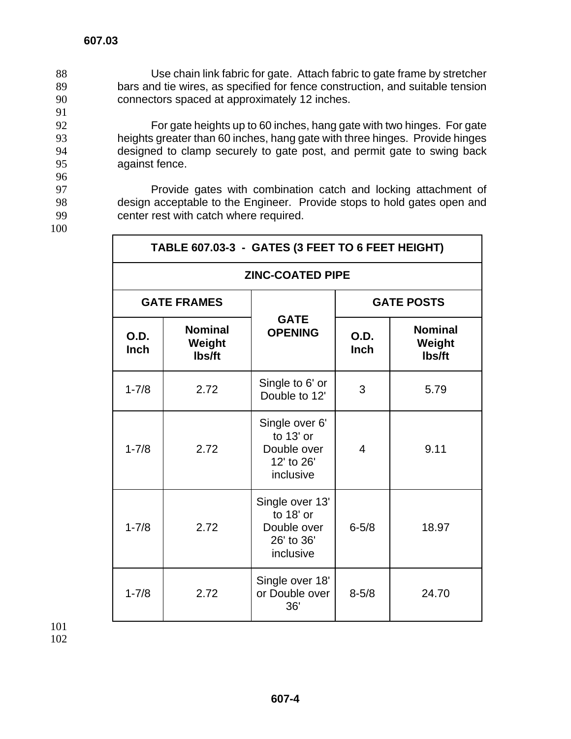Use chain link fabric for gate. Attach fabric to gate frame by stretcher bars and tie wires, as specified for fence construction, and suitable tension connectors spaced at approximately 12 inches.

For gate heights up to 60 inches, hang gate with two hinges. For gate heights greater than 60 inches, hang gate with three hinges. Provide hinges designed to clamp securely to gate post, and permit gate to swing back against fence.

Provide gates with combination catch and locking attachment of design acceptable to the Engineer. Provide stops to hold gates open and center rest with catch where required.

| **TABLE 607.03-3 - GATES (3 FEET TO 6 FEET HEIGHT)** | | | | |
|---|---|---|---|---|
| **ZINC-COATED PIPE** | | | | |
| **GATE FRAMES** | | **GATE OPENING** | **GATE POSTS** | |
| **O.D. Inch** | **Nominal Weight lbs/ft** | | **O.D. Inch** | **Nominal Weight lbs/ft** |
| 1-7/8 | 2.72 | Single to 6' or Double to 12' | 3 | 5.79 |
| 1-7/8 | 2.72 | Single over 6' to 13' or Double over 12' to 26' inclusive | 4 | 9.11 |
| 1-7/8 | 2.72 | Single over 13' to 18' or Double over 26' to 36' inclusive | 6-5/8 | 18.97 |
| 1-7/8 | 2.72 | Single over 18' or Double over 36' | 8-5/8 | 24.70 |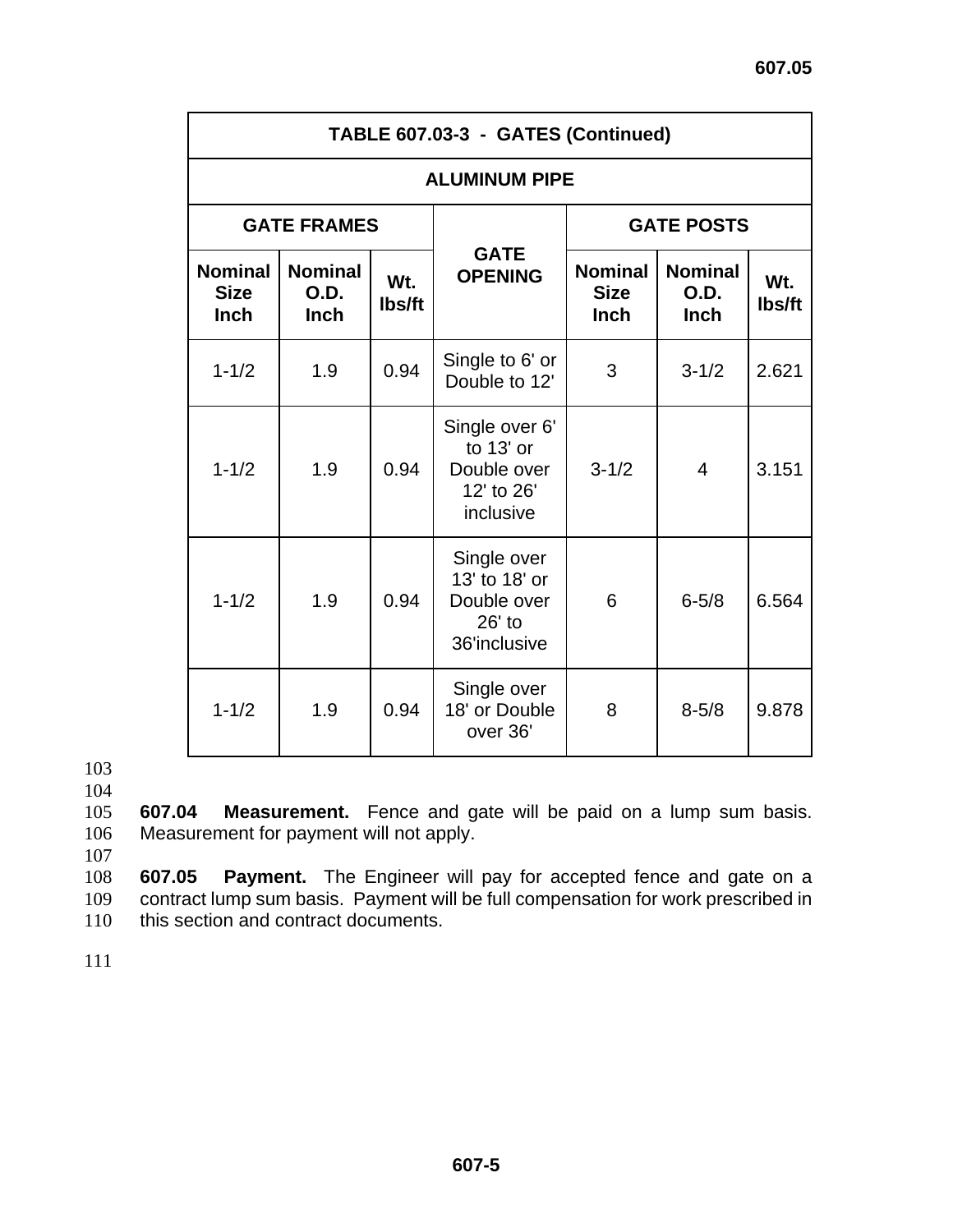| TABLE 607.03-3 - GATES (Continued) | | | | | | |
|---|---|---|---|---|---|---|
| ALUMINUM PIPE | | | | | | |
| GATE FRAMES | | | GATE OPENING | GATE POSTS | | |
| Nominal Size Inch | Nominal O.D. Inch | Wt. lbs/ft | | Nominal Size Inch | Nominal O.D. Inch | Wt. lbs/ft |
| 1-1/2 | 1.9 | 0.94 | Single to 6' or Double to 12' | 3 | 3-1/2 | 2.621 |
| 1-1/2 | 1.9 | 0.94 | Single over 6' to 13' or Double over 12' to 26' inclusive | 3-1/2 | 4 | 3.151 |
| 1-1/2 | 1.9 | 0.94 | Single over 13' to 18' or Double over 26' to 36'inclusive | 6 | 6-5/8 | 6.564 |
| 1-1/2 | 1.9 | 0.94 | Single over 18' or Double over 36' | 8 | 8-5/8 | 9.878 |

**607.04 Measurement.** Fence and gate will be paid on a lump sum basis. Measurement for payment will not apply.

**607.05 Payment.** The Engineer will pay for accepted fence and gate on a contract lump sum basis. Payment will be full compensation for work prescribed in this section and contract documents.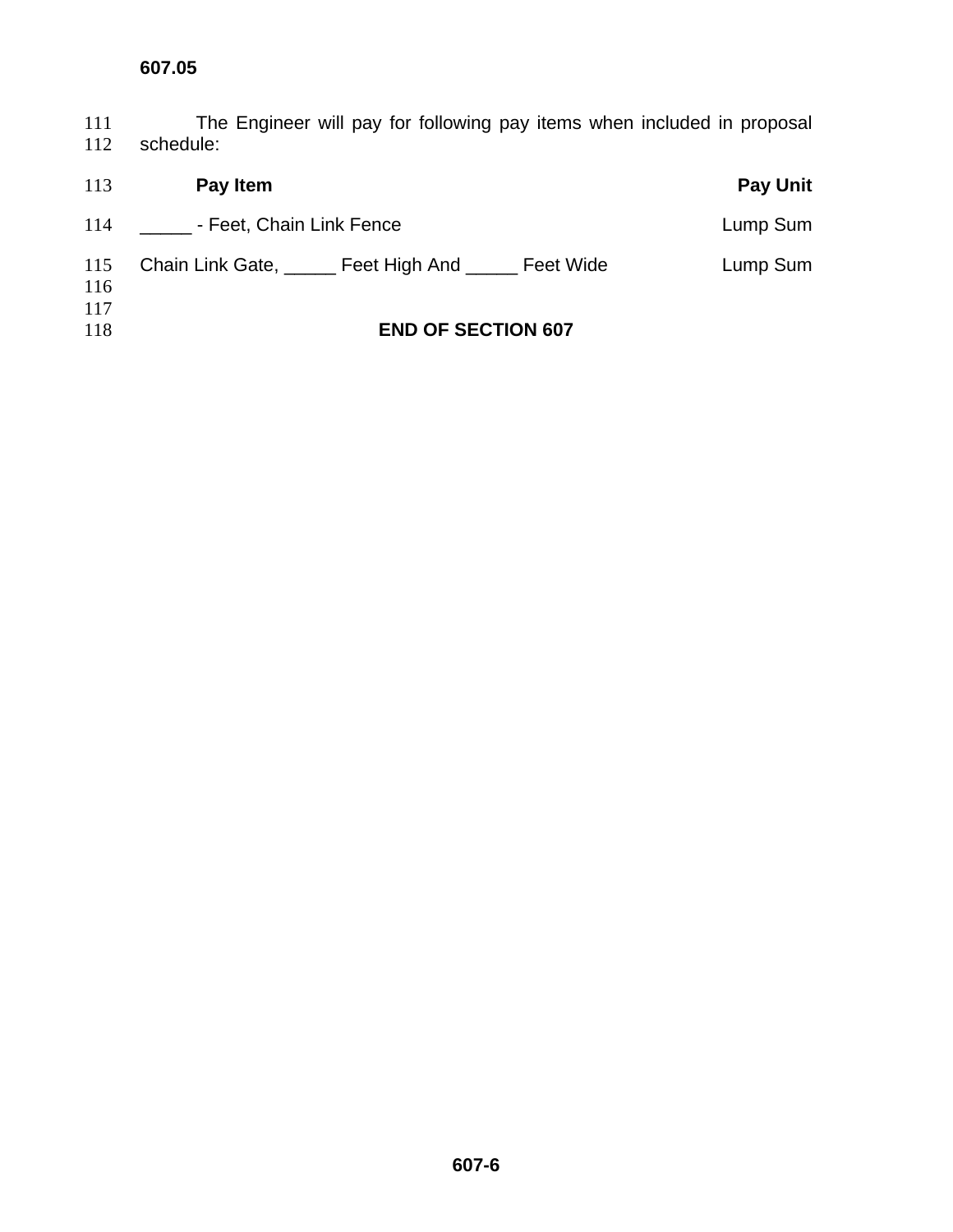**607.05**

The Engineer will pay for following pay items when included in proposal schedule:

| Pay Item | Pay Unit |
|---|---|
| _____ - Feet, Chain Link Fence | Lump Sum |
| Chain Link Gate, _____ Feet High And _____ Feet Wide | Lump Sum |

**END OF SECTION 607**